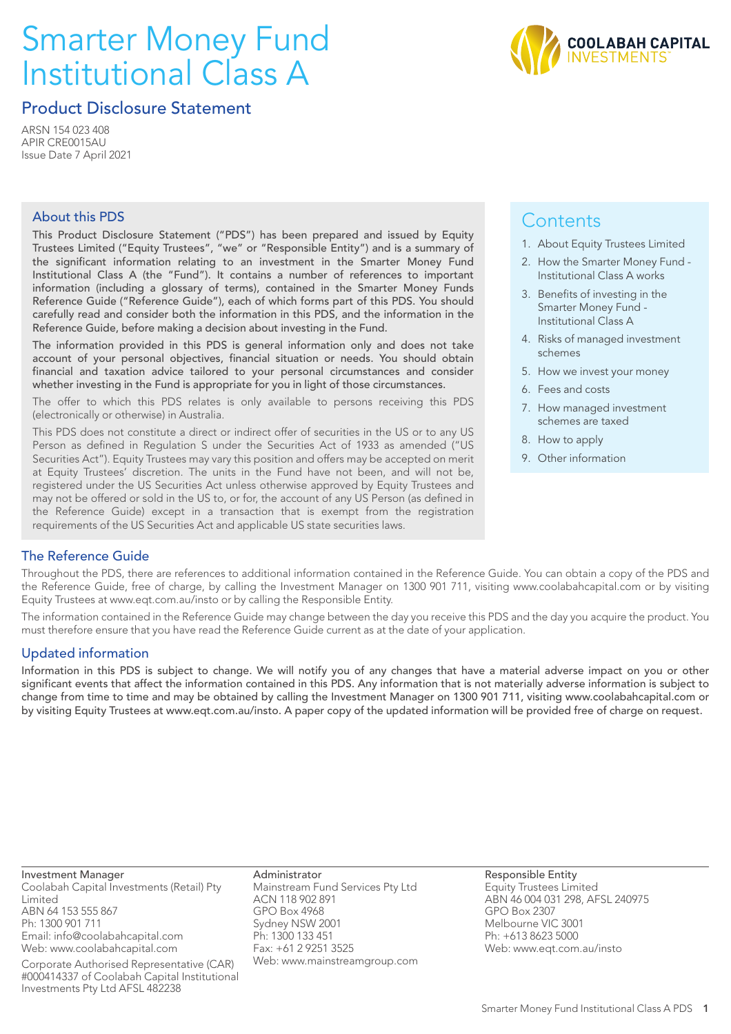# Smarter Money Fund Institutional Class A

## Product Disclosure Statement

ARSN 154 023 408
APIR CRE0015AU
Issue Date 7 April 2021

### About this PDS

This Product Disclosure Statement ("PDS") has been prepared and issued by Equity Trustees Limited ("Equity Trustees", "we" or "Responsible Entity") and is a summary of the significant information relating to an investment in the Smarter Money Fund Institutional Class A (the "Fund"). It contains a number of references to important information (including a glossary of terms), contained in the Smarter Money Funds Reference Guide ("Reference Guide"), each of which forms part of this PDS. You should carefully read and consider both the information in this PDS, and the information in the Reference Guide, before making a decision about investing in the Fund.

The information provided in this PDS is general information only and does not take account of your personal objectives, financial situation or needs. You should obtain financial and taxation advice tailored to your personal circumstances and consider whether investing in the Fund is appropriate for you in light of those circumstances.

The offer to which this PDS relates is only available to persons receiving this PDS (electronically or otherwise) in Australia.

This PDS does not constitute a direct or indirect offer of securities in the US or to any US Person as defined in Regulation S under the Securities Act of 1933 as amended ("US Securities Act"). Equity Trustees may vary this position and offers may be accepted on merit at Equity Trustees' discretion. The units in the Fund have not been, and will not be, registered under the US Securities Act unless otherwise approved by Equity Trustees and may not be offered or sold in the US to, or for, the account of any US Person (as defined in the Reference Guide) except in a transaction that is exempt from the registration requirements of the US Securities Act and applicable US state securities laws.

### Contents

1. About Equity Trustees Limited
2. How the Smarter Money Fund - Institutional Class A works
3. Benefits of investing in the Smarter Money Fund - Institutional Class A
4. Risks of managed investment schemes
5. How we invest your money
6. Fees and costs
7. How managed investment schemes are taxed
8. How to apply
9. Other information

### The Reference Guide

Throughout the PDS, there are references to additional information contained in the Reference Guide. You can obtain a copy of the PDS and the Reference Guide, free of charge, by calling the Investment Manager on 1300 901 711, visiting www.coolabahcapital.com or by visiting Equity Trustees at www.eqt.com.au/insto or by calling the Responsible Entity.

The information contained in the Reference Guide may change between the day you receive this PDS and the day you acquire the product. You must therefore ensure that you have read the Reference Guide current as at the date of your application.

### Updated information

Information in this PDS is subject to change. We will notify you of any changes that have a material adverse impact on you or other significant events that affect the information contained in this PDS. Any information that is not materially adverse information is subject to change from time to time and may be obtained by calling the Investment Manager on 1300 901 711, visiting www.coolabahcapital.com or by visiting Equity Trustees at www.eqt.com.au/insto. A paper copy of the updated information will be provided free of charge on request.

**Investment Manager**
Coolabah Capital Investments (Retail) Pty Limited
ABN 64 153 555 867
Ph: 1300 901 711
Email: info@coolabahcapital.com
Web: www.coolabahcapital.com

Corporate Authorised Representative (CAR) #000414337 of Coolabah Capital Institutional Investments Pty Ltd AFSL 482238

**Administrator**
Mainstream Fund Services Pty Ltd
ACN 118 902 891
GPO Box 4968
Sydney NSW 2001
Ph: 1300 133 451
Fax: +61 2 9251 3525
Web: www.mainstreamgroup.com

**Responsible Entity**
Equity Trustees Limited
ABN 46 004 031 298, AFSL 240975
GPO Box 2307
Melbourne VIC 3001
Ph: +613 8623 5000
Web: www.eqt.com.au/insto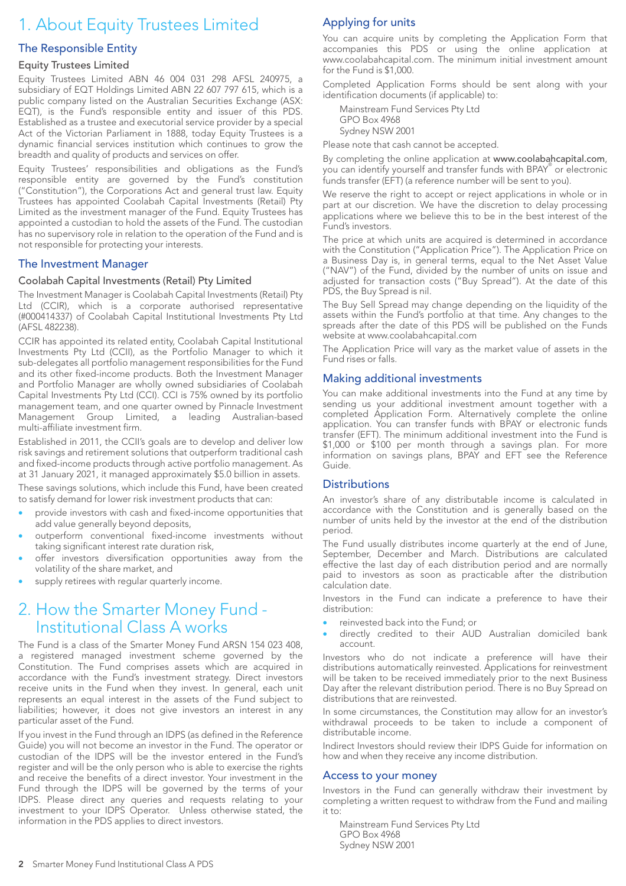# 1. About Equity Trustees Limited

## The Responsible Entity

### Equity Trustees Limited

Equity Trustees Limited ABN 46 004 031 298 AFSL 240975, a subsidiary of EQT Holdings Limited ABN 22 607 797 615, which is a public company listed on the Australian Securities Exchange (ASX: EQT), is the Fund's responsible entity and issuer of this PDS. Established as a trustee and executorial service provider by a special Act of the Victorian Parliament in 1888, today Equity Trustees is a dynamic financial services institution which continues to grow the breadth and quality of products and services on offer.

Equity Trustees' responsibilities and obligations as the Fund's responsible entity are governed by the Fund's constitution ("Constitution"), the Corporations Act and general trust law. Equity Trustees has appointed Coolabah Capital Investments (Retail) Pty Limited as the investment manager of the Fund. Equity Trustees has appointed a custodian to hold the assets of the Fund. The custodian has no supervisory role in relation to the operation of the Fund and is not responsible for protecting your interests.

## The Investment Manager

### Coolabah Capital Investments (Retail) Pty Limited

The Investment Manager is Coolabah Capital Investments (Retail) Pty Ltd (CCIR), which is a corporate authorised representative (#000414337) of Coolabah Capital Institutional Investments Pty Ltd (AFSL 482238).

CCIR has appointed its related entity, Coolabah Capital Institutional Investments Pty Ltd (CCII), as the Portfolio Manager to which it sub-delegates all portfolio management responsibilities for the Fund and its other fixed-income products. Both the Investment Manager and Portfolio Manager are wholly owned subsidiaries of Coolabah Capital Investments Pty Ltd (CCI). CCI is 75% owned by its portfolio management team, and one quarter owned by Pinnacle Investment Management Group Limited, a leading Australian-based multi-affiliate investment firm.

Established in 2011, the CCII's goals are to develop and deliver low risk savings and retirement solutions that outperform traditional cash and fixed-income products through active portfolio management. As at 31 January 2021, it managed approximately $5.0 billion in assets.

These savings solutions, which include this Fund, have been created to satisfy demand for lower risk investment products that can:

- provide investors with cash and fixed-income opportunities that add value generally beyond deposits,
- outperform conventional fixed-income investments without taking significant interest rate duration risk,
- offer investors diversification opportunities away from the volatility of the share market, and
- supply retirees with regular quarterly income.

# 2. How the Smarter Money Fund - Institutional Class A works

The Fund is a class of the Smarter Money Fund ARSN 154 023 408, a registered managed investment scheme governed by the Constitution. The Fund comprises assets which are acquired in accordance with the Fund's investment strategy. Direct investors receive units in the Fund when they invest. In general, each unit represents an equal interest in the assets of the Fund subject to liabilities; however, it does not give investors an interest in any particular asset of the Fund.

If you invest in the Fund through an IDPS (as defined in the Reference Guide) you will not become an investor in the Fund. The operator or custodian of the IDPS will be the investor entered in the Fund's register and will be the only person who is able to exercise the rights and receive the benefits of a direct investor. Your investment in the Fund through the IDPS will be governed by the terms of your IDPS. Please direct any queries and requests relating to your investment to your IDPS Operator. Unless otherwise stated, the information in the PDS applies to direct investors.

## Applying for units

You can acquire units by completing the Application Form that accompanies this PDS or using the online application at www.coolabahcapital.com. The minimum initial investment amount for the Fund is $1,000.

Completed Application Forms should be sent along with your identification documents (if applicable) to:

Mainstream Fund Services Pty Ltd
GPO Box 4968
Sydney NSW 2001

Please note that cash cannot be accepted.

By completing the online application at **www.coolabahcapital.com**, you can identify yourself and transfer funds with BPAY® or electronic funds transfer (EFT) (a reference number will be sent to you).

We reserve the right to accept or reject applications in whole or in part at our discretion. We have the discretion to delay processing applications where we believe this to be in the best interest of the Fund's investors.

The price at which units are acquired is determined in accordance with the Constitution ("Application Price"). The Application Price on a Business Day is, in general terms, equal to the Net Asset Value ("NAV") of the Fund, divided by the number of units on issue and adjusted for transaction costs ("Buy Spread"). At the date of this PDS, the Buy Spread is nil.

The Buy Sell Spread may change depending on the liquidity of the assets within the Fund's portfolio at that time. Any changes to the spreads after the date of this PDS will be published on the Funds website at www.coolabahcapital.com

The Application Price will vary as the market value of assets in the Fund rises or falls.

## Making additional investments

You can make additional investments into the Fund at any time by sending us your additional investment amount together with a completed Application Form. Alternatively complete the online application. You can transfer funds with BPAY or electronic funds transfer (EFT). The minimum additional investment into the Fund is $1,000 or $100 per month through a savings plan. For more information on savings plans, BPAY and EFT see the Reference Guide.

## Distributions

An investor's share of any distributable income is calculated in accordance with the Constitution and is generally based on the number of units held by the investor at the end of the distribution period.

The Fund usually distributes income quarterly at the end of June, September, December and March. Distributions are calculated effective the last day of each distribution period and are normally paid to investors as soon as practicable after the distribution calculation date.

Investors in the Fund can indicate a preference to have their distribution:

- reinvested back into the Fund; or
- directly credited to their AUD Australian domiciled bank account.

Investors who do not indicate a preference will have their distributions automatically reinvested. Applications for reinvestment will be taken to be received immediately prior to the next Business Day after the relevant distribution period. There is no Buy Spread on distributions that are reinvested.

In some circumstances, the Constitution may allow for an investor's withdrawal proceeds to be taken to include a component of distributable income.

Indirect Investors should review their IDPS Guide for information on how and when they receive any income distribution.

## Access to your money

Investors in the Fund can generally withdraw their investment by completing a written request to withdraw from the Fund and mailing it to:

Mainstream Fund Services Pty Ltd
GPO Box 4968
Sydney NSW 2001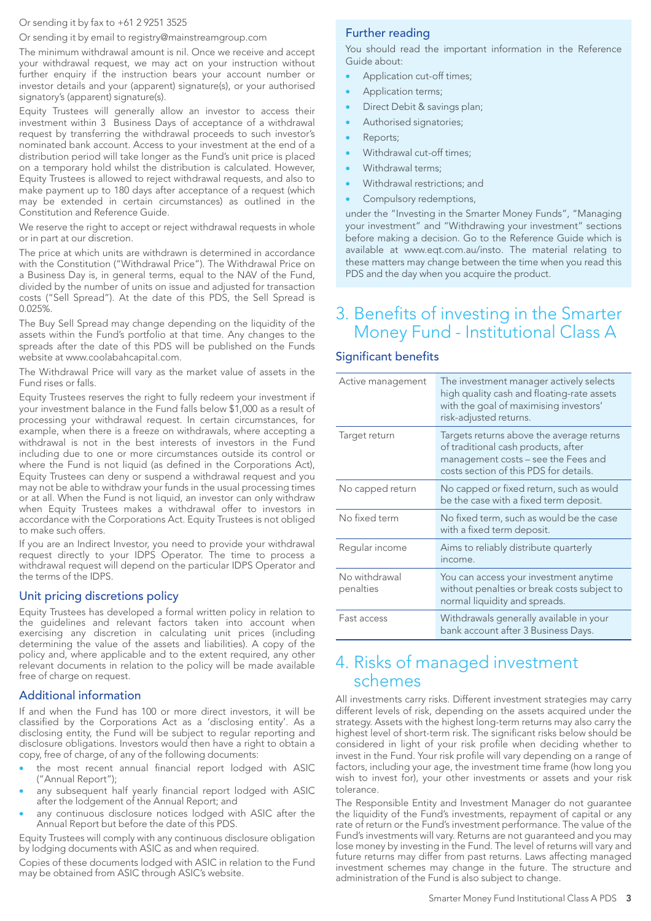Or sending it by fax to +61 2 9251 3525

Or sending it by email to registry@mainstreamgroup.com

The minimum withdrawal amount is nil. Once we receive and accept your withdrawal request, we may act on your instruction without further enquiry if the instruction bears your account number or investor details and your (apparent) signature(s), or your authorised signatory's (apparent) signature(s).

Equity Trustees will generally allow an investor to access their investment within 3 Business Days of acceptance of a withdrawal request by transferring the withdrawal proceeds to such investor's nominated bank account. Access to your investment at the end of a distribution period will take longer as the Fund's unit price is placed on a temporary hold whilst the distribution is calculated. However, Equity Trustees is allowed to reject withdrawal requests, and also to make payment up to 180 days after acceptance of a request (which may be extended in certain circumstances) as outlined in the Constitution and Reference Guide.

We reserve the right to accept or reject withdrawal requests in whole or in part at our discretion.

The price at which units are withdrawn is determined in accordance with the Constitution ("Withdrawal Price"). The Withdrawal Price on a Business Day is, in general terms, equal to the NAV of the Fund, divided by the number of units on issue and adjusted for transaction costs ("Sell Spread"). At the date of this PDS, the Sell Spread is 0.025%.

The Buy Sell Spread may change depending on the liquidity of the assets within the Fund's portfolio at that time. Any changes to the spreads after the date of this PDS will be published on the Funds website at www.coolabahcapital.com.

The Withdrawal Price will vary as the market value of assets in the Fund rises or falls.

Equity Trustees reserves the right to fully redeem your investment if your investment balance in the Fund falls below $1,000 as a result of processing your withdrawal request. In certain circumstances, for example, when there is a freeze on withdrawals, where accepting a withdrawal is not in the best interests of investors in the Fund including due to one or more circumstances outside its control or where the Fund is not liquid (as defined in the Corporations Act), Equity Trustees can deny or suspend a withdrawal request and you may not be able to withdraw your funds in the usual processing times or at all. When the Fund is not liquid, an investor can only withdraw when Equity Trustees makes a withdrawal offer to investors in accordance with the Corporations Act. Equity Trustees is not obliged to make such offers.

If you are an Indirect Investor, you need to provide your withdrawal request directly to your IDPS Operator. The time to process a withdrawal request will depend on the particular IDPS Operator and the terms of the IDPS.

### Unit pricing discretions policy

Equity Trustees has developed a formal written policy in relation to the guidelines and relevant factors taken into account when exercising any discretion in calculating unit prices (including determining the value of the assets and liabilities). A copy of the policy and, where applicable and to the extent required, any other relevant documents in relation to the policy will be made available free of charge on request.

### Additional information

If and when the Fund has 100 or more direct investors, it will be classified by the Corporations Act as a 'disclosing entity'. As a disclosing entity, the Fund will be subject to regular reporting and disclosure obligations. Investors would then have a right to obtain a copy, free of charge, of any of the following documents:

- the most recent annual financial report lodged with ASIC ("Annual Report");
- any subsequent half yearly financial report lodged with ASIC after the lodgement of the Annual Report; and
- any continuous disclosure notices lodged with ASIC after the Annual Report but before the date of this PDS.

Equity Trustees will comply with any continuous disclosure obligation by lodging documents with ASIC as and when required.

Copies of these documents lodged with ASIC in relation to the Fund may be obtained from ASIC through ASIC's website.

### Further reading

You should read the important information in the Reference Guide about:

- Application cut-off times;
- Application terms;
- Direct Debit & savings plan;
- Authorised signatories;
- Reports;
- Withdrawal cut-off times;
- Withdrawal terms;
- Withdrawal restrictions; and
- Compulsory redemptions,

under the "Investing in the Smarter Money Funds", "Managing your investment" and "Withdrawing your investment" sections before making a decision. Go to the Reference Guide which is available at www.eqt.com.au/insto. The material relating to these matters may change between the time when you read this PDS and the day when you acquire the product.

# 3. Benefits of investing in the Smarter Money Fund - Institutional Class A

### Significant benefits

| | |
|---|---|
| Active management | The investment manager actively selects high quality cash and floating-rate assets with the goal of maximising investors' risk-adjusted returns. |
| Target return | Targets returns above the average returns of traditional cash products, after management costs – see the Fees and costs section of this PDS for details. |
| No capped return | No capped or fixed return, such as would be the case with a fixed term deposit. |
| No fixed term | No fixed term, such as would be the case with a fixed term deposit. |
| Regular income | Aims to reliably distribute quarterly income. |
| No withdrawal penalties | You can access your investment anytime without penalties or break costs subject to normal liquidity and spreads. |
| Fast access | Withdrawals generally available in your bank account after 3 Business Days. |

# 4. Risks of managed investment schemes

All investments carry risks. Different investment strategies may carry different levels of risk, depending on the assets acquired under the strategy. Assets with the highest long-term returns may also carry the highest level of short-term risk. The significant risks below should be considered in light of your risk profile when deciding whether to invest in the Fund. Your risk profile will vary depending on a range of factors, including your age, the investment time frame (how long you wish to invest for), your other investments or assets and your risk tolerance.

The Responsible Entity and Investment Manager do not guarantee the liquidity of the Fund's investments, repayment of capital or any rate of return or the Fund's investment performance. The value of the Fund's investments will vary. Returns are not guaranteed and you may lose money by investing in the Fund. The level of returns will vary and future returns may differ from past returns. Laws affecting managed investment schemes may change in the future. The structure and administration of the Fund is also subject to change.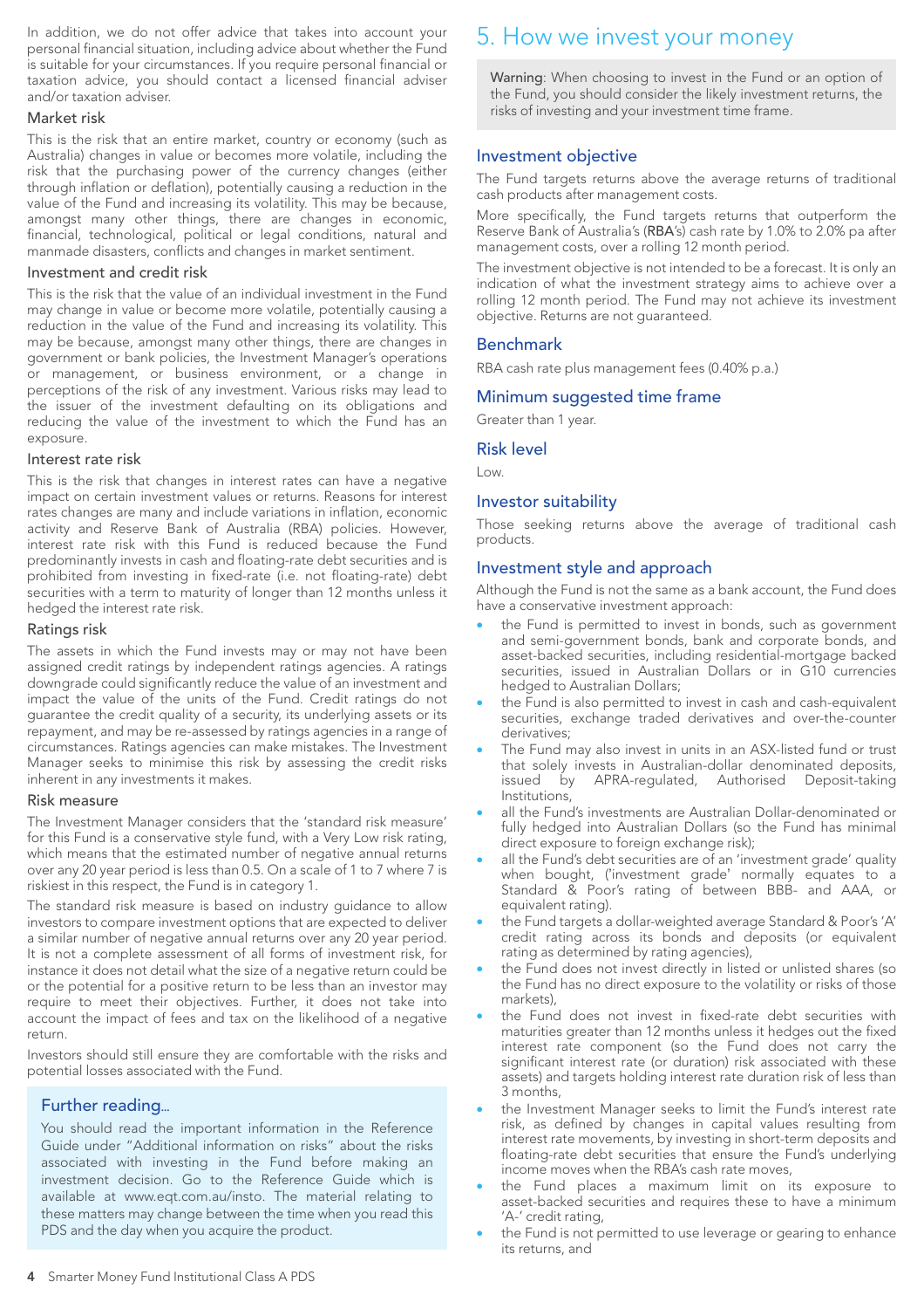In addition, we do not offer advice that takes into account your personal financial situation, including advice about whether the Fund is suitable for your circumstances. If you require personal financial or taxation advice, you should contact a licensed financial adviser and/or taxation adviser.

### Market risk

This is the risk that an entire market, country or economy (such as Australia) changes in value or becomes more volatile, including the risk that the purchasing power of the currency changes (either through inflation or deflation), potentially causing a reduction in the value of the Fund and increasing its volatility. This may be because, amongst many other things, there are changes in economic, financial, technological, political or legal conditions, natural and manmade disasters, conflicts and changes in market sentiment.

### Investment and credit risk

This is the risk that the value of an individual investment in the Fund may change in value or become more volatile, potentially causing a reduction in the value of the Fund and increasing its volatility. This may be because, amongst many other things, there are changes in government or bank policies, the Investment Manager's operations or management, or business environment, or a change in perceptions of the risk of any investment. Various risks may lead to the issuer of the investment defaulting on its obligations and reducing the value of the investment to which the Fund has an exposure.

### Interest rate risk

This is the risk that changes in interest rates can have a negative impact on certain investment values or returns. Reasons for interest rates changes are many and include variations in inflation, economic activity and Reserve Bank of Australia (RBA) policies. However, interest rate risk with this Fund is reduced because the Fund predominantly invests in cash and floating-rate debt securities and is prohibited from investing in fixed-rate (i.e. not floating-rate) debt securities with a term to maturity of longer than 12 months unless it hedged the interest rate risk.

### Ratings risk

The assets in which the Fund invests may or may not have been assigned credit ratings by independent ratings agencies. A ratings downgrade could significantly reduce the value of an investment and impact the value of the units of the Fund. Credit ratings do not guarantee the credit quality of a security, its underlying assets or its repayment, and may be re-assessed by ratings agencies in a range of circumstances. Ratings agencies can make mistakes. The Investment Manager seeks to minimise this risk by assessing the credit risks inherent in any investments it makes.

### Risk measure

The Investment Manager considers that the 'standard risk measure' for this Fund is a conservative style fund, with a Very Low risk rating, which means that the estimated number of negative annual returns over any 20 year period is less than 0.5. On a scale of 1 to 7 where 7 is riskiest in this respect, the Fund is in category 1.

The standard risk measure is based on industry guidance to allow investors to compare investment options that are expected to deliver a similar number of negative annual returns over any 20 year period. It is not a complete assessment of all forms of investment risk, for instance it does not detail what the size of a negative return could be or the potential for a positive return to be less than an investor may require to meet their objectives. Further, it does not take into account the impact of fees and tax on the likelihood of a negative return.

Investors should still ensure they are comfortable with the risks and potential losses associated with the Fund.

> **Further reading...**
>
> You should read the important information in the Reference Guide under "Additional information on risks" about the risks associated with investing in the Fund before making an investment decision. Go to the Reference Guide which is available at www.eqt.com.au/insto. The material relating to these matters may change between the time when you read this PDS and the day when you acquire the product.

# 5. How we invest your money

> **Warning**: When choosing to invest in the Fund or an option of the Fund, you should consider the likely investment returns, the risks of investing and your investment time frame.

## Investment objective

The Fund targets returns above the average returns of traditional cash products after management costs.

More specifically, the Fund targets returns that outperform the Reserve Bank of Australia's (**RBA**'s) cash rate by 1.0% to 2.0% pa after management costs, over a rolling 12 month period.

The investment objective is not intended to be a forecast. It is only an indication of what the investment strategy aims to achieve over a rolling 12 month period. The Fund may not achieve its investment objective. Returns are not guaranteed.

## Benchmark

RBA cash rate plus management fees (0.40% p.a.)

## Minimum suggested time frame

Greater than 1 year.

## Risk level

Low.

## Investor suitability

Those seeking returns above the average of traditional cash products.

## Investment style and approach

Although the Fund is not the same as a bank account, the Fund does have a conservative investment approach:

- the Fund is permitted to invest in bonds, such as government and semi-government bonds, bank and corporate bonds, and asset-backed securities, including residential-mortgage backed securities, issued in Australian Dollars or in G10 currencies hedged to Australian Dollars;
- the Fund is also permitted to invest in cash and cash-equivalent securities, exchange traded derivatives and over-the-counter derivatives;
- The Fund may also invest in units in an ASX-listed fund or trust that solely invests in Australian-dollar denominated deposits, issued by APRA-regulated, Authorised Deposit-taking Institutions,
- all the Fund's investments are Australian Dollar-denominated or fully hedged into Australian Dollars (so the Fund has minimal direct exposure to foreign exchange risk);
- all the Fund's debt securities are of an 'investment grade' quality when bought, ('investment grade' normally equates to a Standard & Poor's rating of between BBB- and AAA, or equivalent rating).
- the Fund targets a dollar-weighted average Standard & Poor's 'A' credit rating across its bonds and deposits (or equivalent rating as determined by rating agencies),
- the Fund does not invest directly in listed or unlisted shares (so the Fund has no direct exposure to the volatility or risks of those markets),
- the Fund does not invest in fixed-rate debt securities with maturities greater than 12 months unless it hedges out the fixed interest rate component (so the Fund does not carry the significant interest rate (or duration) risk associated with these assets) and targets holding interest rate duration risk of less than 3 months,
- the Investment Manager seeks to limit the Fund's interest rate risk, as defined by changes in capital values resulting from interest rate movements, by investing in short-term deposits and floating-rate debt securities that ensure the Fund's underlying income moves when the RBA's cash rate moves,
- the Fund places a maximum limit on its exposure to asset-backed securities and requires these to have a minimum 'A-' credit rating,
- the Fund is not permitted to use leverage or gearing to enhance its returns, and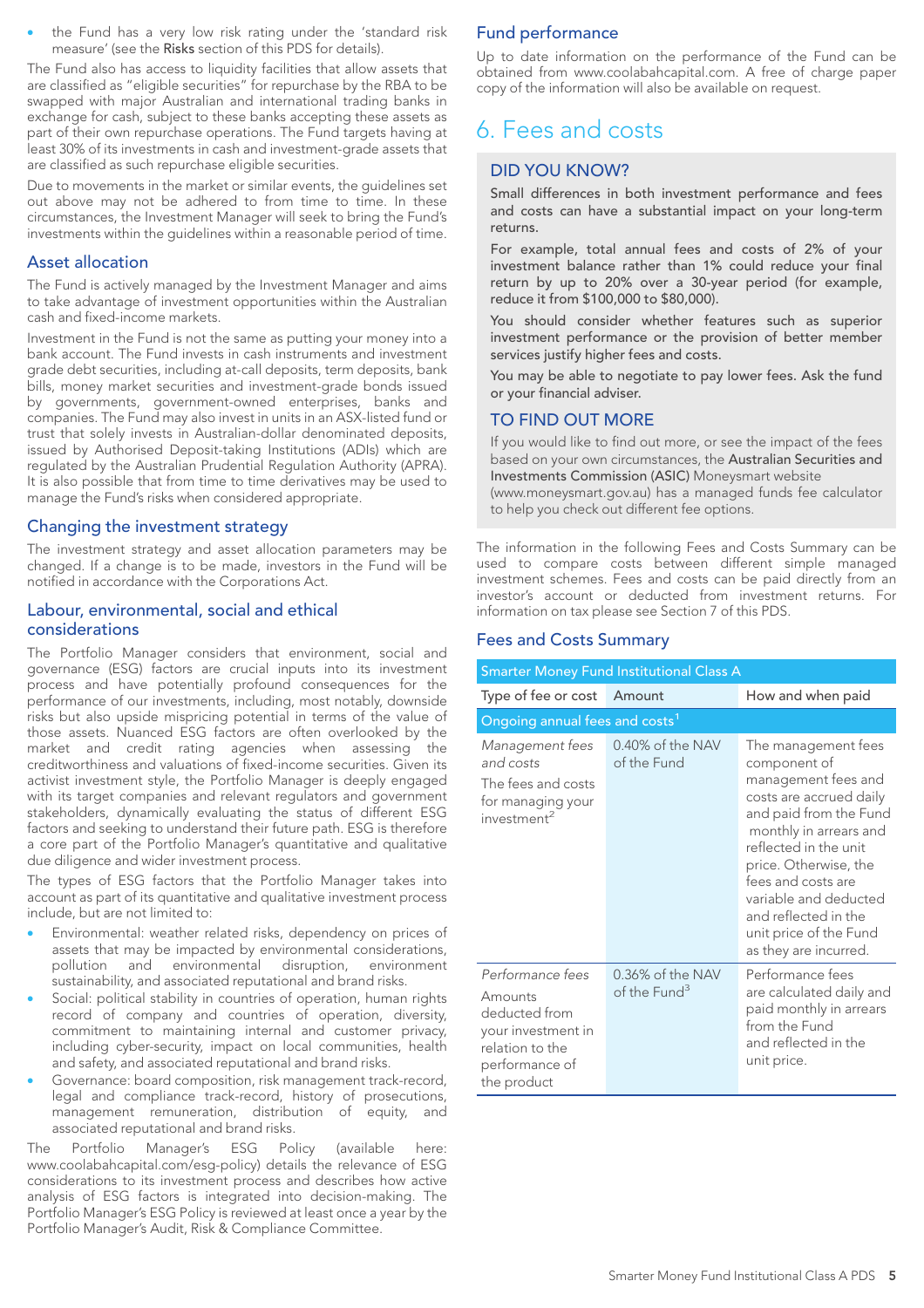- the Fund has a very low risk rating under the 'standard risk measure' (see the **Risks** section of this PDS for details).

The Fund also has access to liquidity facilities that allow assets that are classified as "eligible securities" for repurchase by the RBA to be swapped with major Australian and international trading banks in exchange for cash, subject to these banks accepting these assets as part of their own repurchase operations. The Fund targets having at least 30% of its investments in cash and investment-grade assets that are classified as such repurchase eligible securities.

Due to movements in the market or similar events, the guidelines set out above may not be adhered to from time to time. In these circumstances, the Investment Manager will seek to bring the Fund's investments within the guidelines within a reasonable period of time.

### Asset allocation

The Fund is actively managed by the Investment Manager and aims to take advantage of investment opportunities within the Australian cash and fixed-income markets.

Investment in the Fund is not the same as putting your money into a bank account. The Fund invests in cash instruments and investment grade debt securities, including at-call deposits, term deposits, bank bills, money market securities and investment-grade bonds issued by governments, government-owned enterprises, banks and companies. The Fund may also invest in units in an ASX-listed fund or trust that solely invests in Australian-dollar denominated deposits, issued by Authorised Deposit-taking Institutions (ADIs) which are regulated by the Australian Prudential Regulation Authority (APRA). It is also possible that from time to time derivatives may be used to manage the Fund's risks when considered appropriate.

### Changing the investment strategy

The investment strategy and asset allocation parameters may be changed. If a change is to be made, investors in the Fund will be notified in accordance with the Corporations Act.

### Labour, environmental, social and ethical considerations

The Portfolio Manager considers that environment, social and governance (ESG) factors are crucial inputs into its investment process and have potentially profound consequences for the performance of our investments, including, most notably, downside risks but also upside mispricing potential in terms of the value of those assets. Nuanced ESG factors are often overlooked by the market and credit rating agencies when assessing the creditworthiness and valuations of fixed-income securities. Given its activist investment style, the Portfolio Manager is deeply engaged with its target companies and relevant regulators and government stakeholders, dynamically evaluating the status of different ESG factors and seeking to understand their future path. ESG is therefore a core part of the Portfolio Manager's quantitative and qualitative due diligence and wider investment process.

The types of ESG factors that the Portfolio Manager takes into account as part of its quantitative and qualitative investment process include, but are not limited to:

- Environmental: weather related risks, dependency on prices of assets that may be impacted by environmental considerations, pollution and environmental disruption, environment sustainability, and associated reputational and brand risks.
- Social: political stability in countries of operation, human rights record of company and countries of operation, diversity, commitment to maintaining internal and customer privacy, including cyber-security, impact on local communities, health and safety, and associated reputational and brand risks.
- Governance: board composition, risk management track-record, legal and compliance track-record, history of prosecutions, management remuneration, distribution of equity, and associated reputational and brand risks.

The Portfolio Manager's ESG Policy (available here: www.coolabahcapital.com/esg-policy) details the relevance of ESG considerations to its investment process and describes how active analysis of ESG factors is integrated into decision-making. The Portfolio Manager's ESG Policy is reviewed at least once a year by the Portfolio Manager's Audit, Risk & Compliance Committee.

### Fund performance

Up to date information on the performance of the Fund can be obtained from www.coolabahcapital.com. A free of charge paper copy of the information will also be available on request.

## 6. Fees and costs

### DID YOU KNOW?

Small differences in both investment performance and fees and costs can have a substantial impact on your long-term returns.

For example, total annual fees and costs of 2% of your investment balance rather than 1% could reduce your final return by up to 20% over a 30-year period (for example, reduce it from $100,000 to $80,000).

You should consider whether features such as superior investment performance or the provision of better member services justify higher fees and costs.

You may be able to negotiate to pay lower fees. Ask the fund or your financial adviser.

### TO FIND OUT MORE

If you would like to find out more, or see the impact of the fees based on your own circumstances, the **Australian Securities and Investments Commission (ASIC)** Moneysmart website (www.moneysmart.gov.au) has a managed funds fee calculator to help you check out different fee options.

The information in the following Fees and Costs Summary can be used to compare costs between different simple managed investment schemes. Fees and costs can be paid directly from an investor's account or deducted from investment returns. For information on tax please see Section 7 of this PDS.

### Fees and Costs Summary

| Smarter Money Fund Institutional Class A | | |
|---|---|---|
| Type of fee or cost | Amount | How and when paid |
| Ongoing annual fees and costs[1] | | |
| *Management fees and costs* The fees and costs for managing your investment[2] | 0.40% of the NAV of the Fund | The management fees component of management fees and costs are accrued daily and paid from the Fund monthly in arrears and reflected in the unit price. Otherwise, the fees and costs are variable and deducted and reflected in the unit price of the Fund as they are incurred. |
| *Performance fees* Amounts deducted from your investment in relation to the performance of the product | 0.36% of the NAV of the Fund[3] | Performance fees are calculated daily and paid monthly in arrears from the Fund and reflected in the unit price. |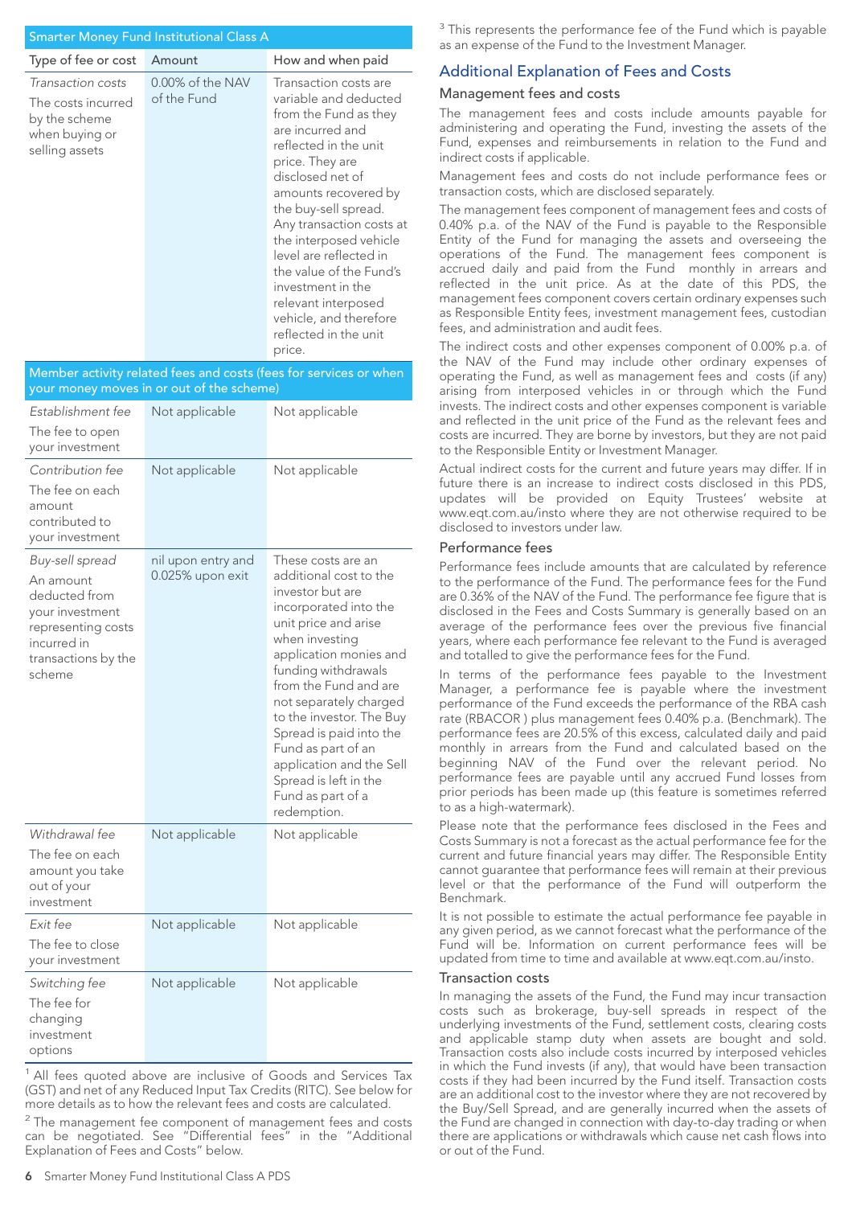| Smarter Money Fund Institutional Class A | | |
|---|---|---|
| **Type of fee or cost** | **Amount** | **How and when paid** |
| *Transaction costs* The costs incurred by the scheme when buying or selling assets | 0.00% of the NAV of the Fund | Transaction costs are variable and deducted from the Fund as they are incurred and reflected in the unit price. They are disclosed net of amounts recovered by the buy-sell spread. Any transaction costs at the interposed vehicle level are reflected in the value of the Fund's investment in the relevant interposed vehicle, and therefore reflected in the unit price. |
| **Member activity related fees and costs (fees for services or when your money moves in or out of the scheme)** | | |
| *Establishment fee* The fee to open your investment | Not applicable | Not applicable |
| *Contribution fee* The fee on each amount contributed to your investment | Not applicable | Not applicable |
| *Buy-sell spread* An amount deducted from your investment representing costs incurred in transactions by the scheme | nil upon entry and 0.025% upon exit | These costs are an additional cost to the investor but are incorporated into the unit price and arise when investing application monies and funding withdrawals from the Fund and are not separately charged to the investor. The Buy Spread is paid into the Fund as part of an application and the Sell Spread is left in the Fund as part of a redemption. |
| *Withdrawal fee* The fee on each amount you take out of your investment | Not applicable | Not applicable |
| *Exit fee* The fee to close your investment | Not applicable | Not applicable |
| *Switching fee* The fee for changing investment options | Not applicable | Not applicable |

[1] All fees quoted above are inclusive of Goods and Services Tax (GST) and net of any Reduced Input Tax Credits (RITC). See below for more details as to how the relevant fees and costs are calculated.

[2] The management fee component of management fees and costs can be negotiated. See "Differential fees" in the "Additional Explanation of Fees and Costs" below.

[3] This represents the performance fee of the Fund which is payable as an expense of the Fund to the Investment Manager.

## Additional Explanation of Fees and Costs

### Management fees and costs

The management fees and costs include amounts payable for administering and operating the Fund, investing the assets of the Fund, expenses and reimbursements in relation to the Fund and indirect costs if applicable.

Management fees and costs do not include performance fees or transaction costs, which are disclosed separately.

The management fees component of management fees and costs of 0.40% p.a. of the NAV of the Fund is payable to the Responsible Entity of the Fund for managing the assets and overseeing the operations of the Fund. The management fees component is accrued daily and paid from the Fund monthly in arrears and reflected in the unit price. As at the date of this PDS, the management fees component covers certain ordinary expenses such as Responsible Entity fees, investment management fees, custodian fees, and administration and audit fees.

The indirect costs and other expenses component of 0.00% p.a. of the NAV of the Fund may include other ordinary expenses of operating the Fund, as well as management fees and costs (if any) arising from interposed vehicles in or through which the Fund invests. The indirect costs and other expenses component is variable and reflected in the unit price of the Fund as the relevant fees and costs are incurred. They are borne by investors, but they are not paid to the Responsible Entity or Investment Manager.

Actual indirect costs for the current and future years may differ. If in future there is an increase to indirect costs disclosed in this PDS, updates will be provided on Equity Trustees' website at www.eqt.com.au/insto where they are not otherwise required to be disclosed to investors under law.

### Performance fees

Performance fees include amounts that are calculated by reference to the performance of the Fund. The performance fees for the Fund are 0.36% of the NAV of the Fund. The performance fee figure that is disclosed in the Fees and Costs Summary is generally based on an average of the performance fees over the previous five financial years, where each performance fee relevant to the Fund is averaged and totalled to give the performance fees for the Fund.

In terms of the performance fees payable to the Investment Manager, a performance fee is payable where the investment performance of the Fund exceeds the performance of the RBA cash rate (RBACOR ) plus management fees 0.40% p.a. (Benchmark). The performance fees are 20.5% of this excess, calculated daily and paid monthly in arrears from the Fund and calculated based on the beginning NAV of the Fund over the relevant period. No performance fees are payable until any accrued Fund losses from prior periods has been made up (this feature is sometimes referred to as a high-watermark).

Please note that the performance fees disclosed in the Fees and Costs Summary is not a forecast as the actual performance fee for the current and future financial years may differ. The Responsible Entity cannot guarantee that performance fees will remain at their previous level or that the performance of the Fund will outperform the Benchmark.

It is not possible to estimate the actual performance fee payable in any given period, as we cannot forecast what the performance of the Fund will be. Information on current performance fees will be updated from time to time and available at www.eqt.com.au/insto.

### Transaction costs

In managing the assets of the Fund, the Fund may incur transaction costs such as brokerage, buy-sell spreads in respect of the underlying investments of the Fund, settlement costs, clearing costs and applicable stamp duty when assets are bought and sold. Transaction costs also include costs incurred by interposed vehicles in which the Fund invests (if any), that would have been transaction costs if they had been incurred by the Fund itself. Transaction costs are an additional cost to the investor where they are not recovered by the Buy/Sell Spread, and are generally incurred when the assets of the Fund are changed in connection with day-to-day trading or when there are applications or withdrawals which cause net cash flows into or out of the Fund.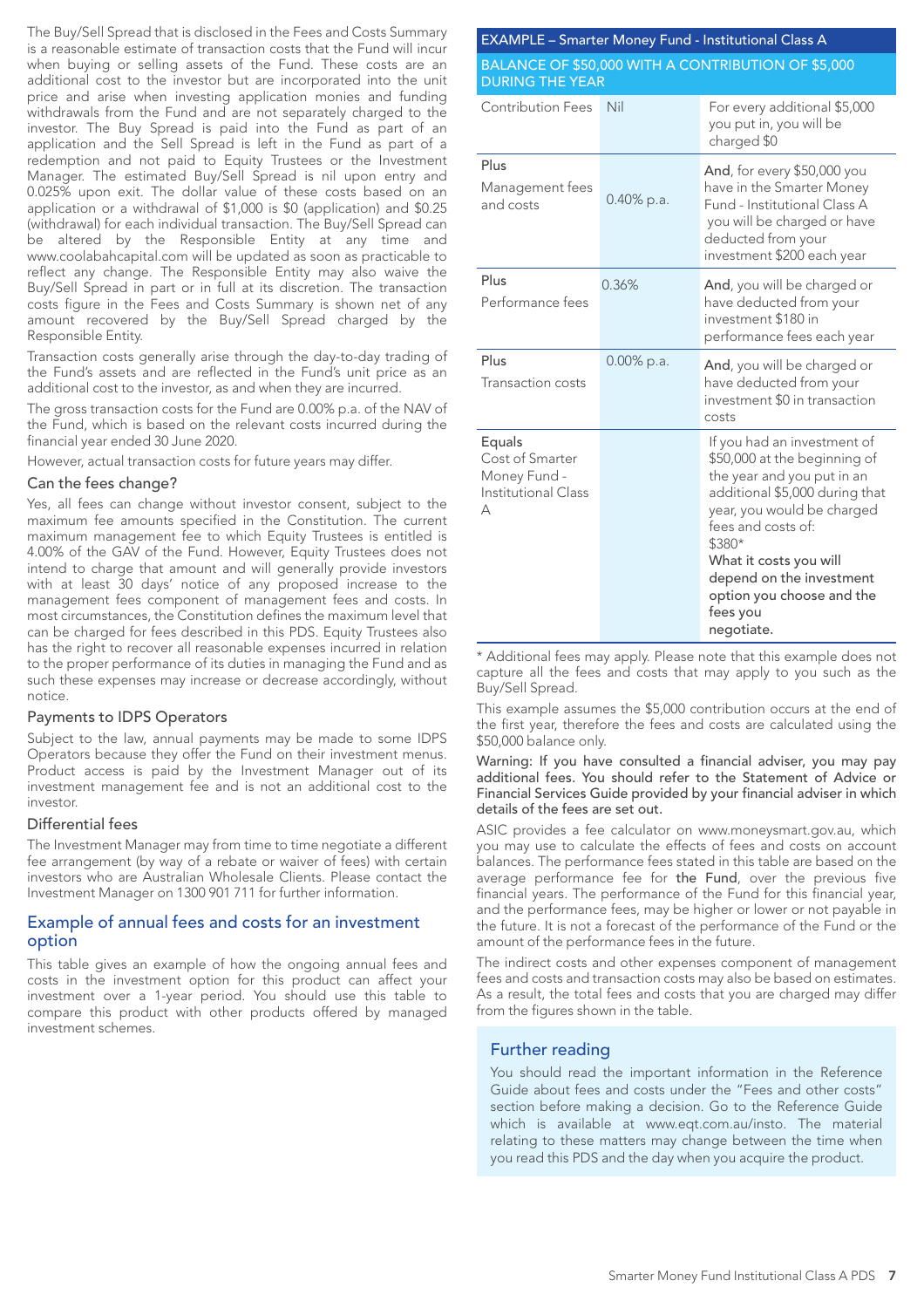The Buy/Sell Spread that is disclosed in the Fees and Costs Summary is a reasonable estimate of transaction costs that the Fund will incur when buying or selling assets of the Fund. These costs are an additional cost to the investor but are incorporated into the unit price and arise when investing application monies and funding withdrawals from the Fund and are not separately charged to the investor. The Buy Spread is paid into the Fund as part of an application and the Sell Spread is left in the Fund as part of a redemption and not paid to Equity Trustees or the Investment Manager. The estimated Buy/Sell Spread is nil upon entry and 0.025% upon exit. The dollar value of these costs based on an application or a withdrawal of $1,000 is $0 (application) and $0.25 (withdrawal) for each individual transaction. The Buy/Sell Spread can be altered by the Responsible Entity at any time and www.coolabahcapital.com will be updated as soon as practicable to reflect any change. The Responsible Entity may also waive the Buy/Sell Spread in part or in full at its discretion. The transaction costs figure in the Fees and Costs Summary is shown net of any amount recovered by the Buy/Sell Spread charged by the Responsible Entity.

Transaction costs generally arise through the day-to-day trading of the Fund's assets and are reflected in the Fund's unit price as an additional cost to the investor, as and when they are incurred.

The gross transaction costs for the Fund are 0.00% p.a. of the NAV of the Fund, which is based on the relevant costs incurred during the financial year ended 30 June 2020.

However, actual transaction costs for future years may differ.

### Can the fees change?

Yes, all fees can change without investor consent, subject to the maximum fee amounts specified in the Constitution. The current maximum management fee to which Equity Trustees is entitled is 4.00% of the GAV of the Fund. However, Equity Trustees does not intend to charge that amount and will generally provide investors with at least 30 days' notice of any proposed increase to the management fees component of management fees and costs. In most circumstances, the Constitution defines the maximum level that can be charged for fees described in this PDS. Equity Trustees also has the right to recover all reasonable expenses incurred in relation to the proper performance of its duties in managing the Fund and as such these expenses may increase or decrease accordingly, without notice.

### Payments to IDPS Operators

Subject to the law, annual payments may be made to some IDPS Operators because they offer the Fund on their investment menus. Product access is paid by the Investment Manager out of its investment management fee and is not an additional cost to the investor.

### Differential fees

The Investment Manager may from time to time negotiate a different fee arrangement (by way of a rebate or waiver of fees) with certain investors who are Australian Wholesale Clients. Please contact the Investment Manager on 1300 901 711 for further information.

## Example of annual fees and costs for an investment option

This table gives an example of how the ongoing annual fees and costs in the investment option for this product can affect your investment over a 1-year period. You should use this table to compare this product with other products offered by managed investment schemes.

| EXAMPLE – Smarter Money Fund - Institutional Class A<br>BALANCE OF $50,000 WITH A CONTRIBUTION OF $5,000 DURING THE YEAR | | |
|---|---|---|
| Contribution Fees | Nil | For every additional $5,000 you put in, you will be charged $0 |
| Plus<br>Management fees and costs | 0.40% p.a. | **And**, for every $50,000 you have in the Smarter Money Fund - Institutional Class A you will be charged or have deducted from your investment $200 each year |
| Plus<br>Performance fees | 0.36% | **And**, you will be charged or have deducted from your investment $180 in performance fees each year |
| Plus<br>Transaction costs | 0.00% p.a. | **And**, you will be charged or have deducted from your investment $0 in transaction costs |
| Equals<br>Cost of Smarter Money Fund - Institutional Class A | | If you had an investment of $50,000 at the beginning of the year and you put in an additional $5,000 during that year, you would be charged fees and costs of: $380*<br>**What it costs you will depend on the investment option you choose and the fees you negotiate.** |

* Additional fees may apply. Please note that this example does not capture all the fees and costs that may apply to you such as the Buy/Sell Spread.

This example assumes the $5,000 contribution occurs at the end of the first year, therefore the fees and costs are calculated using the $50,000 balance only.

**Warning: If you have consulted a financial adviser, you may pay additional fees. You should refer to the Statement of Advice or Financial Services Guide provided by your financial adviser in which details of the fees are set out.**

ASIC provides a fee calculator on www.moneysmart.gov.au, which you may use to calculate the effects of fees and costs on account balances. The performance fees stated in this table are based on the average performance fee for **the Fund**, over the previous five financial years. The performance of the Fund for this financial year, and the performance fees, may be higher or lower or not payable in the future. It is not a forecast of the performance of the Fund or the amount of the performance fees in the future.

The indirect costs and other expenses component of management fees and costs and transaction costs may also be based on estimates. As a result, the total fees and costs that you are charged may differ from the figures shown in the table.

## Further reading

You should read the important information in the Reference Guide about fees and costs under the "Fees and other costs" section before making a decision. Go to the Reference Guide which is available at www.eqt.com.au/insto. The material relating to these matters may change between the time when you read this PDS and the day when you acquire the product.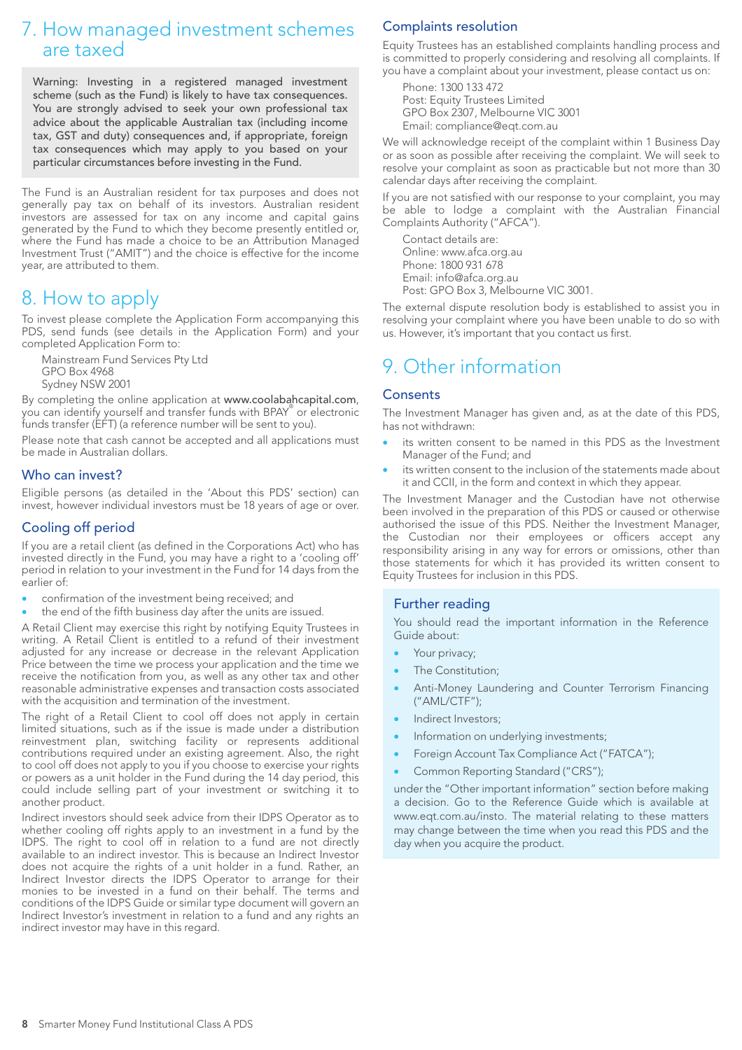# 7. How managed investment schemes are taxed

Warning: Investing in a registered managed investment scheme (such as the Fund) is likely to have tax consequences. You are strongly advised to seek your own professional tax advice about the applicable Australian tax (including income tax, GST and duty) consequences and, if appropriate, foreign tax consequences which may apply to you based on your particular circumstances before investing in the Fund.

The Fund is an Australian resident for tax purposes and does not generally pay tax on behalf of its investors. Australian resident investors are assessed for tax on any income and capital gains generated by the Fund to which they become presently entitled or, where the Fund has made a choice to be an Attribution Managed Investment Trust ("AMIT") and the choice is effective for the income year, are attributed to them.

# 8. How to apply

To invest please complete the Application Form accompanying this PDS, send funds (see details in the Application Form) and your completed Application Form to:

Mainstream Fund Services Pty Ltd
GPO Box 4968
Sydney NSW 2001

By completing the online application at **www.coolabahcapital.com**, you can identify yourself and transfer funds with BPAY® or electronic funds transfer (EFT) (a reference number will be sent to you).

Please note that cash cannot be accepted and all applications must be made in Australian dollars.

## Who can invest?

Eligible persons (as detailed in the 'About this PDS' section) can invest, however individual investors must be 18 years of age or over.

## Cooling off period

If you are a retail client (as defined in the Corporations Act) who has invested directly in the Fund, you may have a right to a 'cooling off' period in relation to your investment in the Fund for 14 days from the earlier of:

- confirmation of the investment being received; and
- the end of the fifth business day after the units are issued.

A Retail Client may exercise this right by notifying Equity Trustees in writing. A Retail Client is entitled to a refund of their investment adjusted for any increase or decrease in the relevant Application Price between the time we process your application and the time we receive the notification from you, as well as any other tax and other reasonable administrative expenses and transaction costs associated with the acquisition and termination of the investment.

The right of a Retail Client to cool off does not apply in certain limited situations, such as if the issue is made under a distribution reinvestment plan, switching facility or represents additional contributions required under an existing agreement. Also, the right to cool off does not apply to you if you choose to exercise your rights or powers as a unit holder in the Fund during the 14 day period, this could include selling part of your investment or switching it to another product.

Indirect investors should seek advice from their IDPS Operator as to whether cooling off rights apply to an investment in a fund by the IDPS. The right to cool off in relation to a fund are not directly available to an indirect investor. This is because an Indirect Investor does not acquire the rights of a unit holder in a fund. Rather, an Indirect Investor directs the IDPS Operator to arrange for their monies to be invested in a fund on their behalf. The terms and conditions of the IDPS Guide or similar type document will govern an Indirect Investor's investment in relation to a fund and any rights an indirect investor may have in this regard.

## Complaints resolution

Equity Trustees has an established complaints handling process and is committed to properly considering and resolving all complaints. If you have a complaint about your investment, please contact us on:

Phone: 1300 133 472
Post: Equity Trustees Limited
GPO Box 2307, Melbourne VIC 3001
Email: compliance@eqt.com.au

We will acknowledge receipt of the complaint within 1 Business Day or as soon as possible after receiving the complaint. We will seek to resolve your complaint as soon as practicable but not more than 30 calendar days after receiving the complaint.

If you are not satisfied with our response to your complaint, you may be able to lodge a complaint with the Australian Financial Complaints Authority ("AFCA").

Contact details are:
Online: www.afca.org.au
Phone: 1800 931 678
Email: info@afca.org.au
Post: GPO Box 3, Melbourne VIC 3001.

The external dispute resolution body is established to assist you in resolving your complaint where you have been unable to do so with us. However, it's important that you contact us first.

# 9. Other information

## Consents

The Investment Manager has given and, as at the date of this PDS, has not withdrawn:

- its written consent to be named in this PDS as the Investment Manager of the Fund; and
- its written consent to the inclusion of the statements made about it and CCII, in the form and context in which they appear.

The Investment Manager and the Custodian have not otherwise been involved in the preparation of this PDS or caused or otherwise authorised the issue of this PDS. Neither the Investment Manager, the Custodian nor their employees or officers accept any responsibility arising in any way for errors or omissions, other than those statements for which it has provided its written consent to Equity Trustees for inclusion in this PDS.

## Further reading

You should read the important information in the Reference Guide about:

- Your privacy;
- The Constitution;
- Anti-Money Laundering and Counter Terrorism Financing ("AML/CTF");
- Indirect Investors;
- Information on underlying investments;
- Foreign Account Tax Compliance Act ("FATCA");
- Common Reporting Standard ("CRS");

under the "Other important information" section before making a decision. Go to the Reference Guide which is available at www.eqt.com.au/insto. The material relating to these matters may change between the time when you read this PDS and the day when you acquire the product.